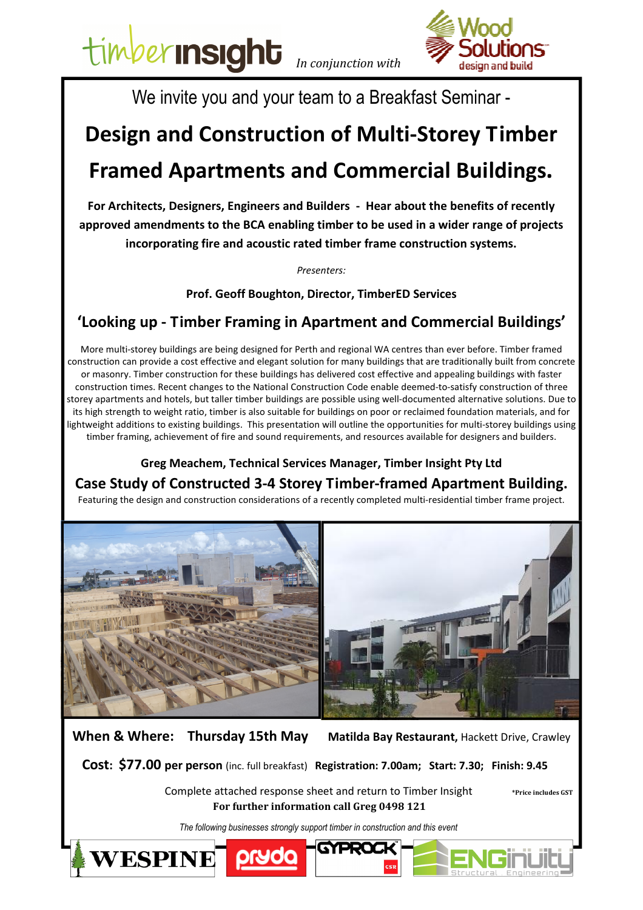timberinsight *In conjunction with* Wood Solutions design and build

We invite you and your team to a Breakfast Seminar -

# Design and Construction of Multi-Storey Timber Framed Apartments and Commercial Buildings.

**For Architects, Designers, Engineers and Builders - Hear about the benefits of recently approved amendments to the BCA enabling timber to be used in a wider range of projects incorporating fire and acoustic rated timber frame construction systems.**

*Presenters:*

**Prof. Geoff Boughton, Director, TimberED Services**

## 'Looking up - Timber Framing in Apartment and Commercial Buildings'

More multi-storey buildings are being designed for Perth and regional WA centres than ever before. Timber framed construction can provide a cost effective and elegant solution for many buildings that are traditionally built from concrete or masonry. Timber construction for these buildings has delivered cost effective and appealing buildings with faster construction times. Recent changes to the National Construction Code enable deemed-to-satisfy construction of three storey apartments and hotels, but taller timber buildings are possible using well-documented alternative solutions. Due to its high strength to weight ratio, timber is also suitable for buildings on poor or reclaimed foundation materials, and for lightweight additions to existing buildings. This presentation will outline the opportunities for multi-storey buildings using timber framing, achievement of fire and sound requirements, and resources available for designers and builders.

**Greg Meachem, Technical Services Manager, Timber Insight Pty Ltd**

## Case Study of Constructed 3-4 Storey Timber-framed Apartment Building.

Featuring the design and construction considerations of a recently completed multi-residential timber frame project.

**When & Where: Thursday 15th May** **Matilda Bay Restaurant,** Hackett Drive, Crawley

**Cost: $77.00 per person** (inc. full breakfast) **Registration: 7.00am; Start: 7.30; Finish: 9.45**

Complete attached response sheet and return to Timber Insight **\*Price includes GST**

**For further information call Greg 0498 121**

*The following businesses strongly support timber in construction and this event*

WESPINE pryda GYPROCK CSR ENGinuity Structural Engineering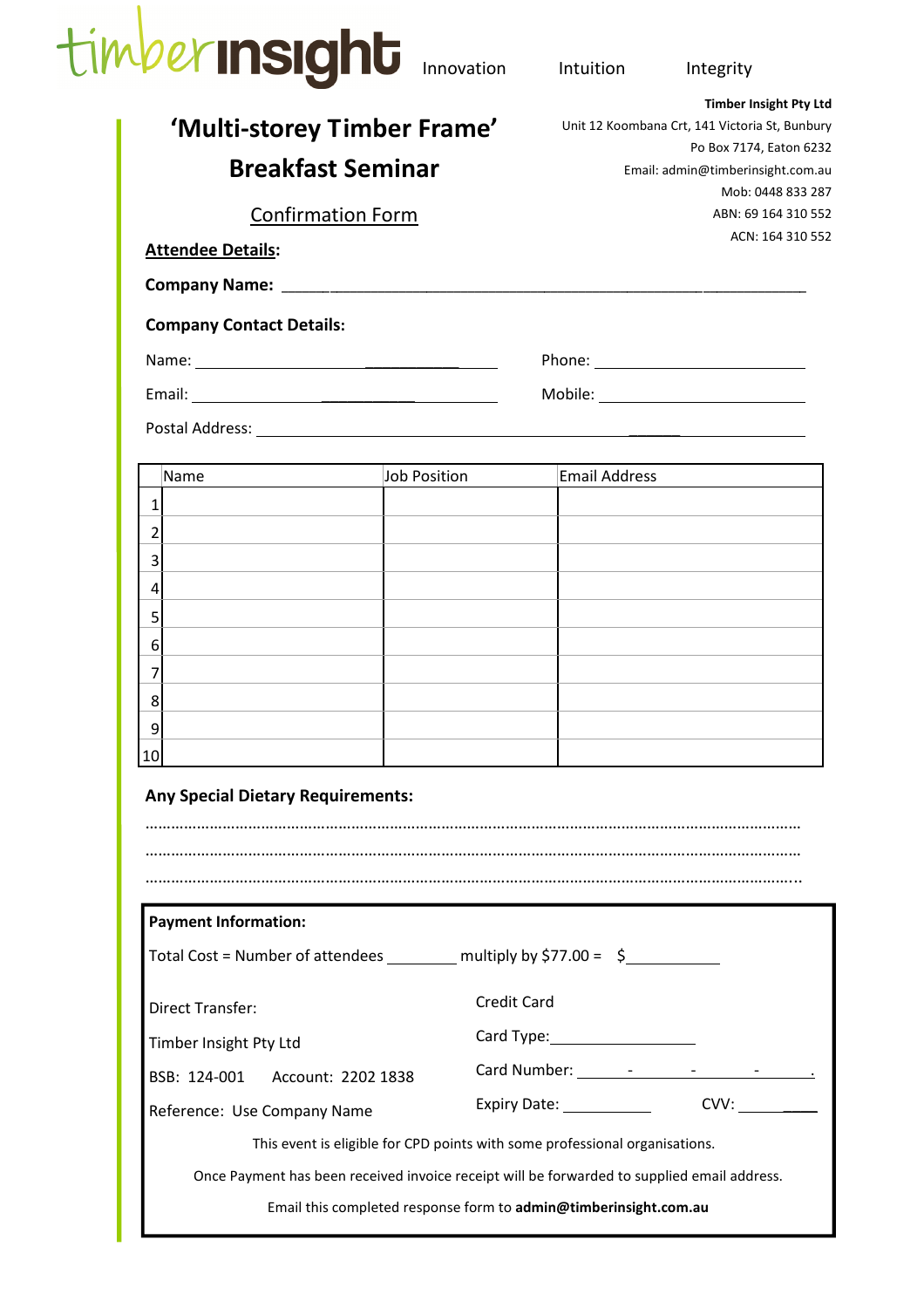timberinsight Innovation Intuition Integrity

**Timber Insight Pty Ltd**
Unit 12 Koombana Crt, 141 Victoria St, Bunbury
Po Box 7174, Eaton 6232
Email: admin@timberinsight.com.au
Mob: 0448 833 287
ABN: 69 164 310 552
ACN: 164 310 552

# 'Multi-storey Timber Frame' Breakfast Seminar

## Confirmation Form

**Attendee Details:**

**Company Name:** ______________________________________________

**Company Contact Details:**

Name: ______________________ Phone: ______________________

Email: ______________________ Mobile: ______________________

Postal Address: ______________________________________________

| | Name | Job Position | Email Address |
|---|---|---|---|
| 1 | | | |
| 2 | | | |
| 3 | | | |
| 4 | | | |
| 5 | | | |
| 6 | | | |
| 7 | | | |
| 8 | | | |
| 9 | | | |
| 10 | | | |

**Any Special Dietary Requirements:**

…………………………………………………………………………………………………………………………………

…………………………………………………………………………………………………………………………………

…………………………………………………………………………………………………………………………………

**Payment Information:**

Total Cost = Number of attendees ________ multiply by $77.00 = $__________

Direct Transfer:

Timber Insight Pty Ltd

BSB: 124-001 Account: 2202 1838

Reference: Use Company Name

Credit Card

Card Type: ________________

Card Number: ______ - ______ - ______ - ______.

Expiry Date: __________ CVV: ________

This event is eligible for CPD points with some professional organisations.

Once Payment has been received invoice receipt will be forwarded to supplied email address.

Email this completed response form to **admin@timberinsight.com.au**